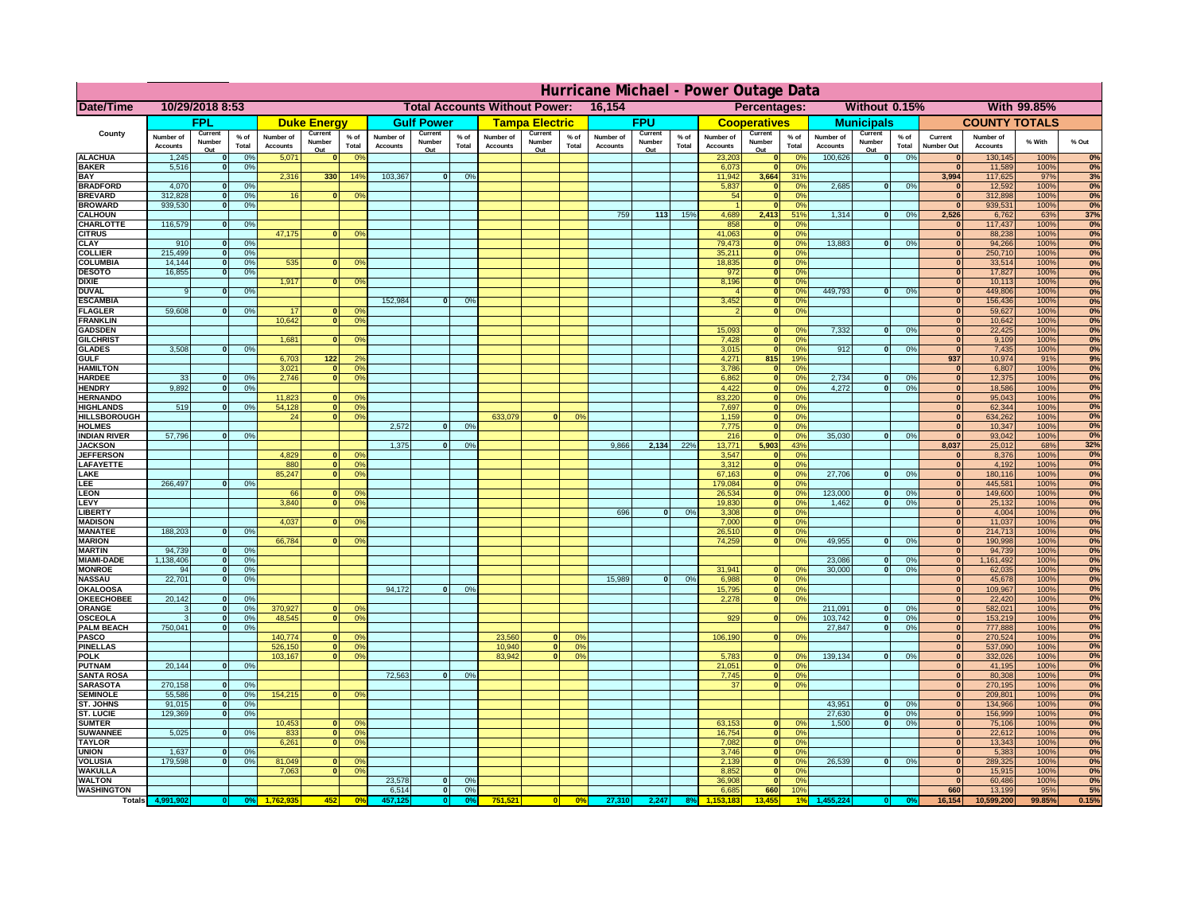# Hurricane Michael - Power Outage Data

| Date/Time | 10/29/2018 8:53 | Total Accounts Without Power: | 16,154 | Percentages: | Without 0.15% | With 99.85% |
|---|---|---|---|---|---|---|

| County | FPL | | | Duke Energy | | | Gulf Power | | | Tampa Electric | | | FPU | | | Cooperatives | | | Municipals | | | COUNTY TOTALS | | | |
|---|---|---|---|---|---|---|---|---|---|---|---|---|---|---|---|---|---|---|---|---|---|---|---|---|---|
| | Number of Accounts | Current Number Out | % of Total | Number of Accounts | Current Number Out | % of Total | Number of Accounts | Current Number Out | % of Total | Number of Accounts | Current Number Out | % of Total | Number of Accounts | Current Number Out | % of Total | Number of Accounts | Current Number Out | % of Total | Number of Accounts | Current Number Out | % of Total | Current Number Out | Number of Accounts | % With | % Out |
| ALACHUA | 1,245 | 0 | 0% | 5,071 | 0 | 0% | | | | | | | | | | 23,203 | 0 | 0% | 100,626 | 0 | 0% | 0 | 130,145 | 100% | 0% |
| BAKER | 5,516 | 0 | 0% | | | | | | | | | | | | | 6,073 | 0 | 0% | | | | 0 | 11,589 | 100% | 0% |
| BAY | | | | 2,316 | 330 | 14% | 103,367 | 0 | 0% | | | | | | | 11,942 | 3,664 | 31% | | | | 3,994 | 117,625 | 97% | 3% |
| BRADFORD | 4,070 | 0 | 0% | | | | | | | | | | | | | 5,837 | 0 | 0% | 2,685 | 0 | 0% | 0 | 12,592 | 100% | 0% |
| BREVARD | 312,828 | 0 | 0% | 16 | 0 | 0% | | | | | | | | | | 54 | 0 | 0% | | | | 0 | 312,898 | 100% | 0% |
| BROWARD | 939,530 | 0 | 0% | | | | | | | | | | | | | 1 | 0 | 0% | | | | 0 | 939,531 | 100% | 0% |
| CALHOUN | | | | | | | | | | | | | 759 | 113 | 15% | 4,689 | 2,413 | 51% | 1,314 | 0 | 0% | 2,526 | 6,762 | 63% | 37% |
| CHARLOTTE | 116,579 | 0 | 0% | | | | | | | | | | | | | 858 | 0 | 0% | | | | 0 | 117,437 | 100% | 0% |
| CITRUS | | | | 47,175 | 0 | 0% | | | | | | | | | | 41,063 | 0 | 0% | | | | 0 | 88,238 | 100% | 0% |
| CLAY | 910 | 0 | 0% | | | | | | | | | | | | | 79,473 | 0 | 0% | 13,883 | 0 | 0% | 0 | 94,266 | 100% | 0% |
| COLLIER | 215,499 | 0 | 0% | | | | | | | | | | | | | 35,211 | 0 | 0% | | | | 0 | 250,710 | 100% | 0% |
| COLUMBIA | 14,144 | 0 | 0% | 535 | 0 | 0% | | | | | | | | | | 18,835 | 0 | 0% | | | | 0 | 33,514 | 100% | 0% |
| DESOTO | 16,855 | 0 | 0% | | | | | | | | | | | | | 972 | 0 | 0% | | | | 0 | 17,827 | 100% | 0% |
| DIXIE | | | | 1,917 | 0 | 0% | | | | | | | | | | 8,196 | 0 | 0% | | | | 0 | 10,113 | 100% | 0% |
| DUVAL | 9 | 0 | 0% | | | | | | | | | | | | | 4 | 0 | 0% | 449,793 | 0 | 0% | 0 | 449,806 | 100% | 0% |
| ESCAMBIA | | | | | | | 152,984 | 0 | 0% | | | | | | | 3,452 | 0 | 0% | | | | 0 | 156,436 | 100% | 0% |
| FLAGLER | 59,608 | 0 | 0% | 17 | 0 | 0% | | | | | | | | | | 2 | 0 | 0% | | | | 0 | 59,627 | 100% | 0% |
| FRANKLIN | | | | 10,642 | 0 | 0% | | | | | | | | | | | | | | | | 0 | 10,642 | 100% | 0% |
| GADSDEN | | | | | | | | | | | | | | | | 15,093 | 0 | 0% | 7,332 | 0 | 0% | 0 | 22,425 | 100% | 0% |
| GILCHRIST | | | | 1,681 | 0 | 0% | | | | | | | | | | 7,428 | 0 | 0% | | | | 0 | 9,109 | 100% | 0% |
| GLADES | 3,508 | 0 | 0% | | | | | | | | | | | | | 3,015 | 0 | 0% | 912 | 0 | 0% | 0 | 7,435 | 100% | 0% |
| GULF | | | | 6,703 | 122 | 2% | | | | | | | | | | 4,271 | 815 | 19% | | | | 937 | 10,974 | 91% | 9% |
| HAMILTON | | | | 3,021 | 0 | 0% | | | | | | | | | | 3,786 | 0 | 0% | | | | 0 | 6,807 | 100% | 0% |
| HARDEE | 33 | 0 | 0% | 2,746 | 0 | 0% | | | | | | | | | | 6,862 | 0 | 0% | 2,734 | 0 | 0% | 0 | 12,375 | 100% | 0% |
| HENDRY | 9,892 | 0 | 0% | | | | | | | | | | | | | 4,422 | 0 | 0% | 4,272 | 0 | 0% | 0 | 18,586 | 100% | 0% |
| HERNANDO | | | | 11,823 | 0 | 0% | | | | | | | | | | 83,220 | 0 | 0% | | | | 0 | 95,043 | 100% | 0% |
| HIGHLANDS | 519 | 0 | 0% | 54,128 | 0 | 0% | | | | | | | | | | 7,697 | 0 | 0% | | | | 0 | 62,344 | 100% | 0% |
| HILLSBOROUGH | | | | 24 | 0 | 0% | | | | 633,079 | 0 | 0% | | | | 1,159 | 0 | 0% | | | | 0 | 634,262 | 100% | 0% |
| HOLMES | | | | | | | 2,572 | 0 | 0% | | | | | | | 7,775 | 0 | 0% | | | | 0 | 10,347 | 100% | 0% |
| INDIAN RIVER | 57,796 | 0 | 0% | | | | | | | | | | | | | 216 | 0 | 0% | 35,030 | 0 | 0% | 0 | 93,042 | 100% | 0% |
| JACKSON | | | | | | | 1,375 | 0 | 0% | | | | 9,866 | 2,134 | 22% | 13,771 | 5,903 | 43% | | | | 8,037 | 25,012 | 68% | 32% |
| JEFFERSON | | | | 4,829 | 0 | 0% | | | | | | | | | | 3,547 | 0 | 0% | | | | 0 | 8,376 | 100% | 0% |
| LAFAYETTE | | | | 880 | 0 | 0% | | | | | | | | | | 3,312 | 0 | 0% | | | | 0 | 4,192 | 100% | 0% |
| LAKE | | | | 85,247 | 0 | 0% | | | | | | | | | | 67,163 | 0 | 0% | 27,706 | 0 | 0% | 0 | 180,116 | 100% | 0% |
| LEE | 266,497 | 0 | 0% | | | | | | | | | | | | | 179,084 | 0 | 0% | | | | 0 | 445,581 | 100% | 0% |
| LEON | | | | 66 | 0 | 0% | | | | | | | | | | 26,534 | 0 | 0% | 123,000 | 0 | 0% | 0 | 149,600 | 100% | 0% |
| LEVY | | | | 3,840 | 0 | 0% | | | | | | | | | | 19,830 | 0 | 0% | 1,462 | 0 | 0% | 0 | 25,132 | 100% | 0% |
| LIBERTY | | | | | | | | | | | | | 696 | 0 | 0% | 3,308 | 0 | 0% | | | | 0 | 4,004 | 100% | 0% |
| MADISON | | | | 4,037 | 0 | 0% | | | | | | | | | | 7,000 | 0 | 0% | | | | 0 | 11,037 | 100% | 0% |
| MANATEE | 188,203 | 0 | 0% | | | | | | | | | | | | | 26,510 | 0 | 0% | | | | 0 | 214,713 | 100% | 0% |
| MARION | | | | 66,784 | 0 | 0% | | | | | | | | | | 74,259 | 0 | 0% | 49,955 | 0 | 0% | 0 | 190,998 | 100% | 0% |
| MARTIN | 94,739 | 0 | 0% | | | | | | | | | | | | | | | | | | | 0 | 94,739 | 100% | 0% |
| MIAMI-DADE | 1,138,406 | 0 | 0% | | | | | | | | | | | | | | | | 23,086 | 0 | 0% | 0 | 1,161,492 | 100% | 0% |
| MONROE | 94 | 0 | 0% | | | | | | | | | | | | | 31,941 | 0 | 0% | 30,000 | 0 | 0% | 0 | 62,035 | 100% | 0% |
| NASSAU | 22,701 | 0 | 0% | | | | | | | | | | 15,989 | 0 | 0% | 6,988 | 0 | 0% | | | | 0 | 45,678 | 100% | 0% |
| OKALOOSA | | | | | | | 94,172 | 0 | 0% | | | | | | | 15,795 | 0 | 0% | | | | 0 | 109,967 | 100% | 0% |
| OKEECHOBEE | 20,142 | 0 | 0% | | | | | | | | | | | | | 2,278 | 0 | 0% | | | | 0 | 22,420 | 100% | 0% |
| ORANGE | 3 | 0 | 0% | 370,927 | 0 | 0% | | | | | | | | | | | | | 211,091 | 0 | 0% | 0 | 582,021 | 100% | 0% |
| OSCEOLA | 3 | 0 | 0% | 48,545 | 0 | 0% | | | | | | | | | | 929 | 0 | 0% | 103,742 | 0 | 0% | 0 | 153,219 | 100% | 0% |
| PALM BEACH | 750,041 | 0 | 0% | | | | | | | | | | | | | | | | 27,847 | 0 | 0% | 0 | 777,888 | 100% | 0% |
| PASCO | | | | 140,774 | 0 | 0% | | | | 23,560 | 0 | 0% | | | | 106,190 | 0 | 0% | | | | 0 | 270,524 | 100% | 0% |
| PINELLAS | | | | 526,150 | 0 | 0% | | | | 10,940 | 0 | 0% | | | | | | | | | | 0 | 537,090 | 100% | 0% |
| POLK | | | | 103,167 | 0 | 0% | | | | 83,942 | 0 | 0% | | | | 5,783 | 0 | 0% | 139,134 | 0 | 0% | 0 | 332,026 | 100% | 0% |
| PUTNAM | 20,144 | 0 | 0% | | | | | | | | | | | | | 21,051 | 0 | 0% | | | | 0 | 41,195 | 100% | 0% |
| SANTA ROSA | | | | | | | 72,563 | 0 | 0% | | | | | | | 7,745 | 0 | 0% | | | | 0 | 80,308 | 100% | 0% |
| SARASOTA | 270,158 | 0 | 0% | | | | | | | | | | | | | 37 | 0 | 0% | | | | 0 | 270,195 | 100% | 0% |
| SEMINOLE | 55,586 | 0 | 0% | 154,215 | 0 | 0% | | | | | | | | | | | | | | | | 0 | 209,801 | 100% | 0% |
| ST. JOHNS | 91,015 | 0 | 0% | | | | | | | | | | | | | | | | 43,951 | 0 | 0% | 0 | 134,966 | 100% | 0% |
| ST. LUCIE | 129,369 | 0 | 0% | | | | | | | | | | | | | | | | 27,630 | 0 | 0% | 0 | 156,999 | 100% | 0% |
| SUMTER | | | | 10,453 | 0 | 0% | | | | | | | | | | 63,153 | 0 | 0% | 1,500 | 0 | 0% | 0 | 75,106 | 100% | 0% |
| SUWANNEE | 5,025 | 0 | 0% | 833 | 0 | 0% | | | | | | | | | | 16,754 | 0 | 0% | | | | 0 | 22,612 | 100% | 0% |
| TAYLOR | | | | 6,261 | 0 | 0% | | | | | | | | | | 7,082 | 0 | 0% | | | | 0 | 13,343 | 100% | 0% |
| UNION | 1,637 | 0 | 0% | | | | | | | | | | | | | 3,746 | 0 | 0% | | | | 0 | 5,383 | 100% | 0% |
| VOLUSIA | 179,598 | 0 | 0% | 81,049 | 0 | 0% | | | | | | | | | | 2,139 | 0 | 0% | 26,539 | 0 | 0% | 0 | 289,325 | 100% | 0% |
| WAKULLA | | | | 7,063 | 0 | 0% | | | | | | | | | | 8,852 | 0 | 0% | | | | 0 | 15,915 | 100% | 0% |
| WALTON | | | | | | | 23,578 | 0 | 0% | | | | | | | 36,908 | 0 | 0% | | | | 0 | 60,486 | 100% | 0% |
| WASHINGTON | | | | | | | 6,514 | 0 | 0% | | | | | | | 6,685 | 660 | 10% | | | | 660 | 13,199 | 95% | 5% |
| Totals | 4,991,902 | 0 | 0% | 1,762,935 | 452 | 0% | 457,125 | 0 | 0% | 751,521 | 0 | 0% | 27,310 | 2,247 | 8% | 1,153,183 | 13,455 | 1% | 1,455,224 | 0 | 0% | 16,154 | 10,599,200 | 99.85% | 0.15% |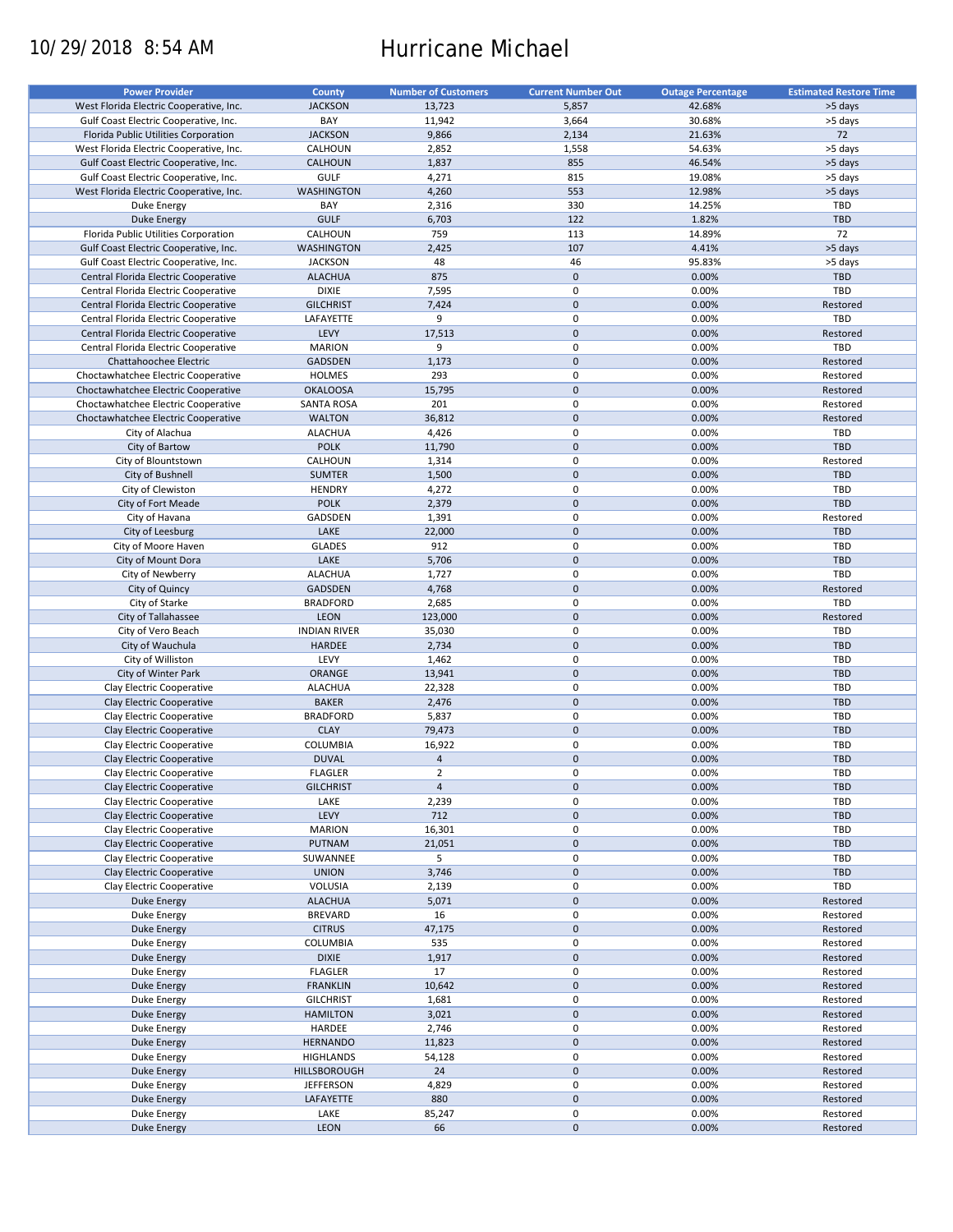# Hurricane Michael

10/29/2018 8:54 AM

| Power Provider | County | Number of Customers | Current Number Out | Outage Percentage | Estimated Restore Time |
|---|---|---|---|---|---|
| West Florida Electric Cooperative, Inc. | JACKSON | 13,723 | 5,857 | 42.68% | >5 days |
| Gulf Coast Electric Cooperative, Inc. | BAY | 11,942 | 3,664 | 30.68% | >5 days |
| Florida Public Utilities Corporation | JACKSON | 9,866 | 2,134 | 21.63% | 72 |
| West Florida Electric Cooperative, Inc. | CALHOUN | 2,852 | 1,558 | 54.63% | >5 days |
| Gulf Coast Electric Cooperative, Inc. | CALHOUN | 1,837 | 855 | 46.54% | >5 days |
| Gulf Coast Electric Cooperative, Inc. | GULF | 4,271 | 815 | 19.08% | >5 days |
| West Florida Electric Cooperative, Inc. | WASHINGTON | 4,260 | 553 | 12.98% | >5 days |
| Duke Energy | BAY | 2,316 | 330 | 14.25% | TBD |
| Duke Energy | GULF | 6,703 | 122 | 1.82% | TBD |
| Florida Public Utilities Corporation | CALHOUN | 759 | 113 | 14.89% | 72 |
| Gulf Coast Electric Cooperative, Inc. | WASHINGTON | 2,425 | 107 | 4.41% | >5 days |
| Gulf Coast Electric Cooperative, Inc. | JACKSON | 48 | 46 | 95.83% | >5 days |
| Central Florida Electric Cooperative | ALACHUA | 875 | 0 | 0.00% | TBD |
| Central Florida Electric Cooperative | DIXIE | 7,595 | 0 | 0.00% | TBD |
| Central Florida Electric Cooperative | GILCHRIST | 7,424 | 0 | 0.00% | Restored |
| Central Florida Electric Cooperative | LAFAYETTE | 9 | 0 | 0.00% | TBD |
| Central Florida Electric Cooperative | LEVY | 17,513 | 0 | 0.00% | Restored |
| Central Florida Electric Cooperative | MARION | 9 | 0 | 0.00% | TBD |
| Chattahoochee Electric | GADSDEN | 1,173 | 0 | 0.00% | Restored |
| Choctawhatchee Electric Cooperative | HOLMES | 293 | 0 | 0.00% | Restored |
| Choctawhatchee Electric Cooperative | OKALOOSA | 15,795 | 0 | 0.00% | Restored |
| Choctawhatchee Electric Cooperative | SANTA ROSA | 201 | 0 | 0.00% | Restored |
| Choctawhatchee Electric Cooperative | WALTON | 36,812 | 0 | 0.00% | Restored |
| City of Alachua | ALACHUA | 4,426 | 0 | 0.00% | TBD |
| City of Bartow | POLK | 11,790 | 0 | 0.00% | TBD |
| City of Blountstown | CALHOUN | 1,314 | 0 | 0.00% | Restored |
| City of Bushnell | SUMTER | 1,500 | 0 | 0.00% | TBD |
| City of Clewiston | HENDRY | 4,272 | 0 | 0.00% | TBD |
| City of Fort Meade | POLK | 2,379 | 0 | 0.00% | TBD |
| City of Havana | GADSDEN | 1,391 | 0 | 0.00% | Restored |
| City of Leesburg | LAKE | 22,000 | 0 | 0.00% | TBD |
| City of Moore Haven | GLADES | 912 | 0 | 0.00% | TBD |
| City of Mount Dora | LAKE | 5,706 | 0 | 0.00% | TBD |
| City of Newberry | ALACHUA | 1,727 | 0 | 0.00% | TBD |
| City of Quincy | GADSDEN | 4,768 | 0 | 0.00% | Restored |
| City of Starke | BRADFORD | 2,685 | 0 | 0.00% | TBD |
| City of Tallahassee | LEON | 123,000 | 0 | 0.00% | Restored |
| City of Vero Beach | INDIAN RIVER | 35,030 | 0 | 0.00% | TBD |
| City of Wauchula | HARDEE | 2,734 | 0 | 0.00% | TBD |
| City of Williston | LEVY | 1,462 | 0 | 0.00% | TBD |
| City of Winter Park | ORANGE | 13,941 | 0 | 0.00% | TBD |
| Clay Electric Cooperative | ALACHUA | 22,328 | 0 | 0.00% | TBD |
| Clay Electric Cooperative | BAKER | 2,476 | 0 | 0.00% | TBD |
| Clay Electric Cooperative | BRADFORD | 5,837 | 0 | 0.00% | TBD |
| Clay Electric Cooperative | CLAY | 79,473 | 0 | 0.00% | TBD |
| Clay Electric Cooperative | COLUMBIA | 16,922 | 0 | 0.00% | TBD |
| Clay Electric Cooperative | DUVAL | 4 | 0 | 0.00% | TBD |
| Clay Electric Cooperative | FLAGLER | 2 | 0 | 0.00% | TBD |
| Clay Electric Cooperative | GILCHRIST | 4 | 0 | 0.00% | TBD |
| Clay Electric Cooperative | LAKE | 2,239 | 0 | 0.00% | TBD |
| Clay Electric Cooperative | LEVY | 712 | 0 | 0.00% | TBD |
| Clay Electric Cooperative | MARION | 16,301 | 0 | 0.00% | TBD |
| Clay Electric Cooperative | PUTNAM | 21,051 | 0 | 0.00% | TBD |
| Clay Electric Cooperative | SUWANNEE | 5 | 0 | 0.00% | TBD |
| Clay Electric Cooperative | UNION | 3,746 | 0 | 0.00% | TBD |
| Clay Electric Cooperative | VOLUSIA | 2,139 | 0 | 0.00% | TBD |
| Duke Energy | ALACHUA | 5,071 | 0 | 0.00% | Restored |
| Duke Energy | BREVARD | 16 | 0 | 0.00% | Restored |
| Duke Energy | CITRUS | 47,175 | 0 | 0.00% | Restored |
| Duke Energy | COLUMBIA | 535 | 0 | 0.00% | Restored |
| Duke Energy | DIXIE | 1,917 | 0 | 0.00% | Restored |
| Duke Energy | FLAGLER | 17 | 0 | 0.00% | Restored |
| Duke Energy | FRANKLIN | 10,642 | 0 | 0.00% | Restored |
| Duke Energy | GILCHRIST | 1,681 | 0 | 0.00% | Restored |
| Duke Energy | HAMILTON | 3,021 | 0 | 0.00% | Restored |
| Duke Energy | HARDEE | 2,746 | 0 | 0.00% | Restored |
| Duke Energy | HERNANDO | 11,823 | 0 | 0.00% | Restored |
| Duke Energy | HIGHLANDS | 54,128 | 0 | 0.00% | Restored |
| Duke Energy | HILLSBOROUGH | 24 | 0 | 0.00% | Restored |
| Duke Energy | JEFFERSON | 4,829 | 0 | 0.00% | Restored |
| Duke Energy | LAFAYETTE | 880 | 0 | 0.00% | Restored |
| Duke Energy | LAKE | 85,247 | 0 | 0.00% | Restored |
| Duke Energy | LEON | 66 | 0 | 0.00% | Restored |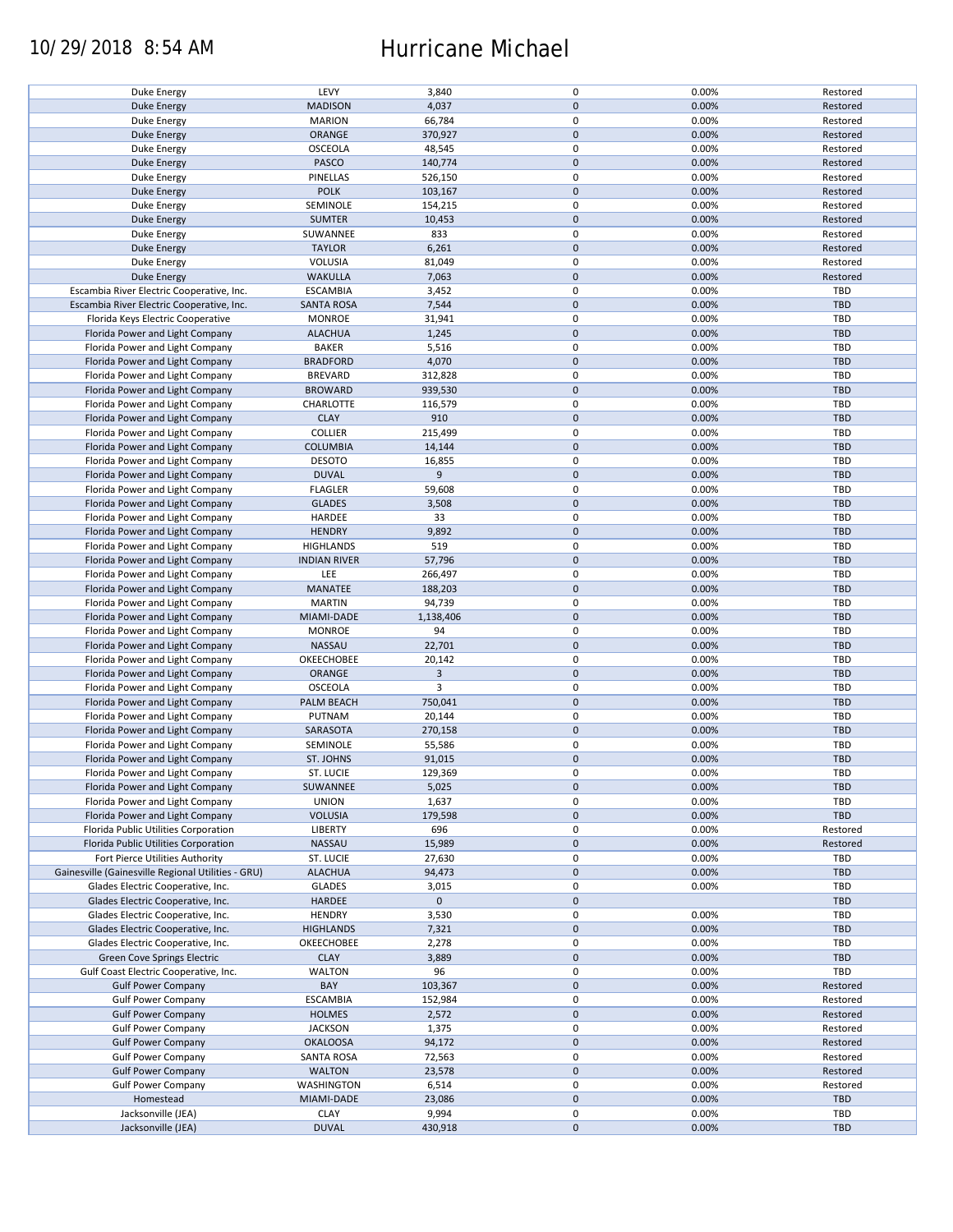| | | | | | |
|---|---|---|---|---|---|
| Duke Energy | LEVY | 3,840 | 0 | 0.00% | Restored |
| Duke Energy | MADISON | 4,037 | 0 | 0.00% | Restored |
| Duke Energy | MARION | 66,784 | 0 | 0.00% | Restored |
| Duke Energy | ORANGE | 370,927 | 0 | 0.00% | Restored |
| Duke Energy | OSCEOLA | 48,545 | 0 | 0.00% | Restored |
| Duke Energy | PASCO | 140,774 | 0 | 0.00% | Restored |
| Duke Energy | PINELLAS | 526,150 | 0 | 0.00% | Restored |
| Duke Energy | POLK | 103,167 | 0 | 0.00% | Restored |
| Duke Energy | SEMINOLE | 154,215 | 0 | 0.00% | Restored |
| Duke Energy | SUMTER | 10,453 | 0 | 0.00% | Restored |
| Duke Energy | SUWANNEE | 833 | 0 | 0.00% | Restored |
| Duke Energy | TAYLOR | 6,261 | 0 | 0.00% | Restored |
| Duke Energy | VOLUSIA | 81,049 | 0 | 0.00% | Restored |
| Duke Energy | WAKULLA | 7,063 | 0 | 0.00% | Restored |
| Escambia River Electric Cooperative, Inc. | ESCAMBIA | 3,452 | 0 | 0.00% | TBD |
| Escambia River Electric Cooperative, Inc. | SANTA ROSA | 7,544 | 0 | 0.00% | TBD |
| Florida Keys Electric Cooperative | MONROE | 31,941 | 0 | 0.00% | TBD |
| Florida Power and Light Company | ALACHUA | 1,245 | 0 | 0.00% | TBD |
| Florida Power and Light Company | BAKER | 5,516 | 0 | 0.00% | TBD |
| Florida Power and Light Company | BRADFORD | 4,070 | 0 | 0.00% | TBD |
| Florida Power and Light Company | BREVARD | 312,828 | 0 | 0.00% | TBD |
| Florida Power and Light Company | BROWARD | 939,530 | 0 | 0.00% | TBD |
| Florida Power and Light Company | CHARLOTTE | 116,579 | 0 | 0.00% | TBD |
| Florida Power and Light Company | CLAY | 910 | 0 | 0.00% | TBD |
| Florida Power and Light Company | COLLIER | 215,499 | 0 | 0.00% | TBD |
| Florida Power and Light Company | COLUMBIA | 14,144 | 0 | 0.00% | TBD |
| Florida Power and Light Company | DESOTO | 16,855 | 0 | 0.00% | TBD |
| Florida Power and Light Company | DUVAL | 9 | 0 | 0.00% | TBD |
| Florida Power and Light Company | FLAGLER | 59,608 | 0 | 0.00% | TBD |
| Florida Power and Light Company | GLADES | 3,508 | 0 | 0.00% | TBD |
| Florida Power and Light Company | HARDEE | 33 | 0 | 0.00% | TBD |
| Florida Power and Light Company | HENDRY | 9,892 | 0 | 0.00% | TBD |
| Florida Power and Light Company | HIGHLANDS | 519 | 0 | 0.00% | TBD |
| Florida Power and Light Company | INDIAN RIVER | 57,796 | 0 | 0.00% | TBD |
| Florida Power and Light Company | LEE | 266,497 | 0 | 0.00% | TBD |
| Florida Power and Light Company | MANATEE | 188,203 | 0 | 0.00% | TBD |
| Florida Power and Light Company | MARTIN | 94,739 | 0 | 0.00% | TBD |
| Florida Power and Light Company | MIAMI-DADE | 1,138,406 | 0 | 0.00% | TBD |
| Florida Power and Light Company | MONROE | 94 | 0 | 0.00% | TBD |
| Florida Power and Light Company | NASSAU | 22,701 | 0 | 0.00% | TBD |
| Florida Power and Light Company | OKEECHOBEE | 20,142 | 0 | 0.00% | TBD |
| Florida Power and Light Company | ORANGE | 3 | 0 | 0.00% | TBD |
| Florida Power and Light Company | OSCEOLA | 3 | 0 | 0.00% | TBD |
| Florida Power and Light Company | PALM BEACH | 750,041 | 0 | 0.00% | TBD |
| Florida Power and Light Company | PUTNAM | 20,144 | 0 | 0.00% | TBD |
| Florida Power and Light Company | SARASOTA | 270,158 | 0 | 0.00% | TBD |
| Florida Power and Light Company | SEMINOLE | 55,586 | 0 | 0.00% | TBD |
| Florida Power and Light Company | ST. JOHNS | 91,015 | 0 | 0.00% | TBD |
| Florida Power and Light Company | ST. LUCIE | 129,369 | 0 | 0.00% | TBD |
| Florida Power and Light Company | SUWANNEE | 5,025 | 0 | 0.00% | TBD |
| Florida Power and Light Company | UNION | 1,637 | 0 | 0.00% | TBD |
| Florida Power and Light Company | VOLUSIA | 179,598 | 0 | 0.00% | TBD |
| Florida Public Utilities Corporation | LIBERTY | 696 | 0 | 0.00% | Restored |
| Florida Public Utilities Corporation | NASSAU | 15,989 | 0 | 0.00% | Restored |
| Fort Pierce Utilities Authority | ST. LUCIE | 27,630 | 0 | 0.00% | TBD |
| Gainesville (Gainesville Regional Utilities - GRU) | ALACHUA | 94,473 | 0 | 0.00% | TBD |
| Glades Electric Cooperative, Inc. | GLADES | 3,015 | 0 | 0.00% | TBD |
| Glades Electric Cooperative, Inc. | HARDEE | 0 | 0 | | TBD |
| Glades Electric Cooperative, Inc. | HENDRY | 3,530 | 0 | 0.00% | TBD |
| Glades Electric Cooperative, Inc. | HIGHLANDS | 7,321 | 0 | 0.00% | TBD |
| Glades Electric Cooperative, Inc. | OKEECHOBEE | 2,278 | 0 | 0.00% | TBD |
| Green Cove Springs Electric | CLAY | 3,889 | 0 | 0.00% | TBD |
| Gulf Coast Electric Cooperative, Inc. | WALTON | 96 | 0 | 0.00% | TBD |
| Gulf Power Company | BAY | 103,367 | 0 | 0.00% | Restored |
| Gulf Power Company | ESCAMBIA | 152,984 | 0 | 0.00% | Restored |
| Gulf Power Company | HOLMES | 2,572 | 0 | 0.00% | Restored |
| Gulf Power Company | JACKSON | 1,375 | 0 | 0.00% | Restored |
| Gulf Power Company | OKALOOSA | 94,172 | 0 | 0.00% | Restored |
| Gulf Power Company | SANTA ROSA | 72,563 | 0 | 0.00% | Restored |
| Gulf Power Company | WALTON | 23,578 | 0 | 0.00% | Restored |
| Gulf Power Company | WASHINGTON | 6,514 | 0 | 0.00% | Restored |
| Homestead | MIAMI-DADE | 23,086 | 0 | 0.00% | TBD |
| Jacksonville (JEA) | CLAY | 9,994 | 0 | 0.00% | TBD |
| Jacksonville (JEA) | DUVAL | 430,918 | 0 | 0.00% | TBD |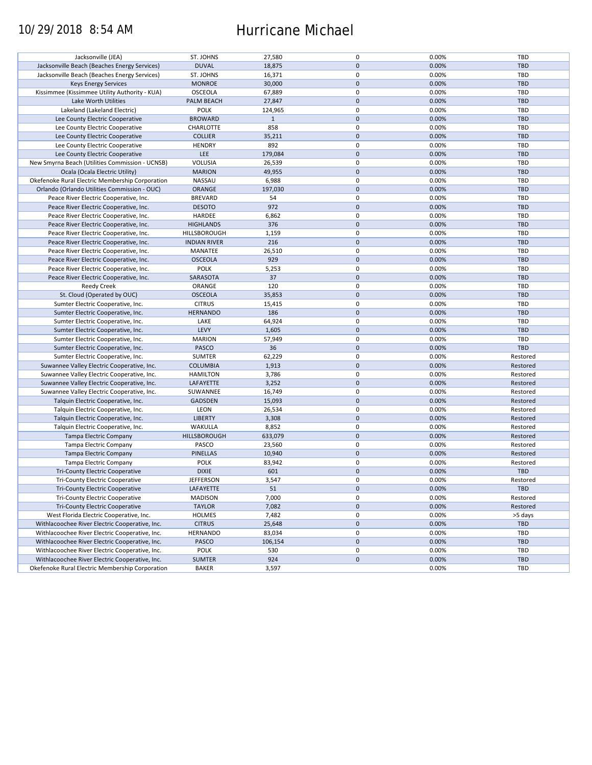| | | | | | |
|---|---|---|---|---|---|
| Jacksonville (JEA) | ST. JOHNS | 27,580 | 0 | 0.00% | TBD |
| Jacksonville Beach (Beaches Energy Services) | DUVAL | 18,875 | 0 | 0.00% | TBD |
| Jacksonville Beach (Beaches Energy Services) | ST. JOHNS | 16,371 | 0 | 0.00% | TBD |
| Keys Energy Services | MONROE | 30,000 | 0 | 0.00% | TBD |
| Kissimmee (Kissimmee Utility Authority - KUA) | OSCEOLA | 67,889 | 0 | 0.00% | TBD |
| Lake Worth Utilities | PALM BEACH | 27,847 | 0 | 0.00% | TBD |
| Lakeland (Lakeland Electric) | POLK | 124,965 | 0 | 0.00% | TBD |
| Lee County Electric Cooperative | BROWARD | 1 | 0 | 0.00% | TBD |
| Lee County Electric Cooperative | CHARLOTTE | 858 | 0 | 0.00% | TBD |
| Lee County Electric Cooperative | COLLIER | 35,211 | 0 | 0.00% | TBD |
| Lee County Electric Cooperative | HENDRY | 892 | 0 | 0.00% | TBD |
| Lee County Electric Cooperative | LEE | 179,084 | 0 | 0.00% | TBD |
| New Smyrna Beach (Utilities Commission - UCNSB) | VOLUSIA | 26,539 | 0 | 0.00% | TBD |
| Ocala (Ocala Electric Utility) | MARION | 49,955 | 0 | 0.00% | TBD |
| Okefenoke Rural Electric Membership Corporation | NASSAU | 6,988 | 0 | 0.00% | TBD |
| Orlando (Orlando Utilities Commission - OUC) | ORANGE | 197,030 | 0 | 0.00% | TBD |
| Peace River Electric Cooperative, Inc. | BREVARD | 54 | 0 | 0.00% | TBD |
| Peace River Electric Cooperative, Inc. | DESOTO | 972 | 0 | 0.00% | TBD |
| Peace River Electric Cooperative, Inc. | HARDEE | 6,862 | 0 | 0.00% | TBD |
| Peace River Electric Cooperative, Inc. | HIGHLANDS | 376 | 0 | 0.00% | TBD |
| Peace River Electric Cooperative, Inc. | HILLSBOROUGH | 1,159 | 0 | 0.00% | TBD |
| Peace River Electric Cooperative, Inc. | INDIAN RIVER | 216 | 0 | 0.00% | TBD |
| Peace River Electric Cooperative, Inc. | MANATEE | 26,510 | 0 | 0.00% | TBD |
| Peace River Electric Cooperative, Inc. | OSCEOLA | 929 | 0 | 0.00% | TBD |
| Peace River Electric Cooperative, Inc. | POLK | 5,253 | 0 | 0.00% | TBD |
| Peace River Electric Cooperative, Inc. | SARASOTA | 37 | 0 | 0.00% | TBD |
| Reedy Creek | ORANGE | 120 | 0 | 0.00% | TBD |
| St. Cloud (Operated by OUC) | OSCEOLA | 35,853 | 0 | 0.00% | TBD |
| Sumter Electric Cooperative, Inc. | CITRUS | 15,415 | 0 | 0.00% | TBD |
| Sumter Electric Cooperative, Inc. | HERNANDO | 186 | 0 | 0.00% | TBD |
| Sumter Electric Cooperative, Inc. | LAKE | 64,924 | 0 | 0.00% | TBD |
| Sumter Electric Cooperative, Inc. | LEVY | 1,605 | 0 | 0.00% | TBD |
| Sumter Electric Cooperative, Inc. | MARION | 57,949 | 0 | 0.00% | TBD |
| Sumter Electric Cooperative, Inc. | PASCO | 36 | 0 | 0.00% | TBD |
| Sumter Electric Cooperative, Inc. | SUMTER | 62,229 | 0 | 0.00% | Restored |
| Suwannee Valley Electric Cooperative, Inc. | COLUMBIA | 1,913 | 0 | 0.00% | Restored |
| Suwannee Valley Electric Cooperative, Inc. | HAMILTON | 3,786 | 0 | 0.00% | Restored |
| Suwannee Valley Electric Cooperative, Inc. | LAFAYETTE | 3,252 | 0 | 0.00% | Restored |
| Suwannee Valley Electric Cooperative, Inc. | SUWANNEE | 16,749 | 0 | 0.00% | Restored |
| Talquin Electric Cooperative, Inc. | GADSDEN | 15,093 | 0 | 0.00% | Restored |
| Talquin Electric Cooperative, Inc. | LEON | 26,534 | 0 | 0.00% | Restored |
| Talquin Electric Cooperative, Inc. | LIBERTY | 3,308 | 0 | 0.00% | Restored |
| Talquin Electric Cooperative, Inc. | WAKULLA | 8,852 | 0 | 0.00% | Restored |
| Tampa Electric Company | HILLSBOROUGH | 633,079 | 0 | 0.00% | Restored |
| Tampa Electric Company | PASCO | 23,560 | 0 | 0.00% | Restored |
| Tampa Electric Company | PINELLAS | 10,940 | 0 | 0.00% | Restored |
| Tampa Electric Company | POLK | 83,942 | 0 | 0.00% | Restored |
| Tri-County Electric Cooperative | DIXIE | 601 | 0 | 0.00% | TBD |
| Tri-County Electric Cooperative | JEFFERSON | 3,547 | 0 | 0.00% | Restored |
| Tri-County Electric Cooperative | LAFAYETTE | 51 | 0 | 0.00% | TBD |
| Tri-County Electric Cooperative | MADISON | 7,000 | 0 | 0.00% | Restored |
| Tri-County Electric Cooperative | TAYLOR | 7,082 | 0 | 0.00% | Restored |
| West Florida Electric Cooperative, Inc. | HOLMES | 7,482 | 0 | 0.00% | >5 days |
| Withlacoochee River Electric Cooperative, Inc. | CITRUS | 25,648 | 0 | 0.00% | TBD |
| Withlacoochee River Electric Cooperative, Inc. | HERNANDO | 83,034 | 0 | 0.00% | TBD |
| Withlacoochee River Electric Cooperative, Inc. | PASCO | 106,154 | 0 | 0.00% | TBD |
| Withlacoochee River Electric Cooperative, Inc. | POLK | 530 | 0 | 0.00% | TBD |
| Withlacoochee River Electric Cooperative, Inc. | SUMTER | 924 | 0 | 0.00% | TBD |
| Okefenoke Rural Electric Membership Corporation | BAKER | 3,597 | | 0.00% | TBD |